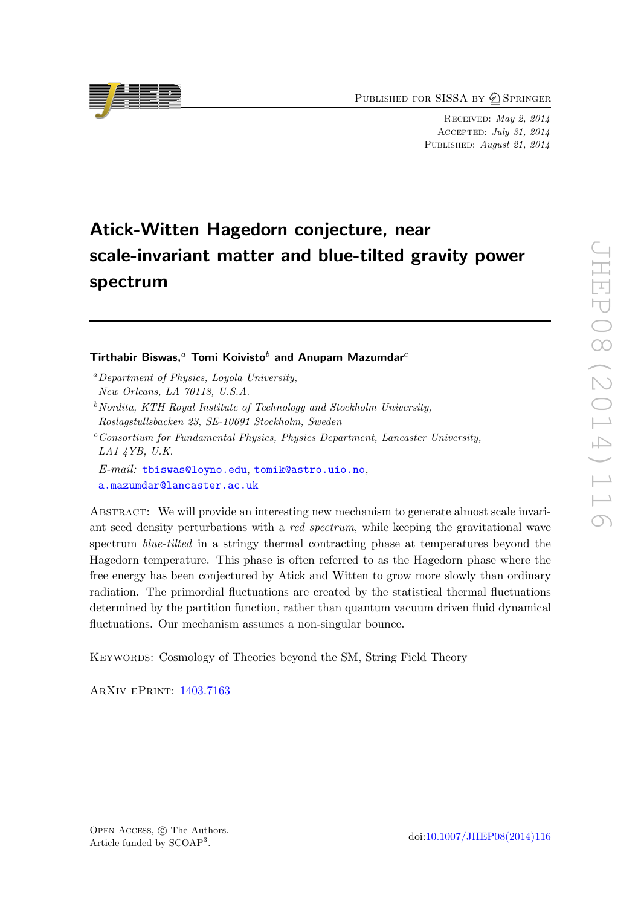Published for SISSA by Springer

Received: *May 2, 2014*
Accepted: *July 31, 2014*
Published: *August 21, 2014*

# Atick-Witten Hagedorn conjecture, near scale-invariant matter and blue-tilted gravity power spectrum

**Tirthabir Biswas,[a] Tomi Koivisto[b] and Anupam Mazumdar[c]**

[a] *Department of Physics, Loyola University, New Orleans, LA 70118, U.S.A.*

[b] *Nordita, KTH Royal Institute of Technology and Stockholm University, Roslagstullsbacken 23, SE-10691 Stockholm, Sweden*

[c] *Consortium for Fundamental Physics, Physics Department, Lancaster University, LA1 4YB, U.K.*

*E-mail:* tbiswas@loyno.edu, tomik@astro.uio.no, a.mazumdar@lancaster.ac.uk

Abstract: We will provide an interesting new mechanism to generate almost scale invariant seed density perturbations with a *red spectrum*, while keeping the gravitational wave spectrum *blue-tilted* in a stringy thermal contracting phase at temperatures beyond the Hagedorn temperature. This phase is often referred to as the Hagedorn phase where the free energy has been conjectured by Atick and Witten to grow more slowly than ordinary radiation. The primordial fluctuations are created by the statistical thermal fluctuations determined by the partition function, rather than quantum vacuum driven fluid dynamical fluctuations. Our mechanism assumes a non-singular bounce.

Keywords: Cosmology of Theories beyond the SM, String Field Theory

ArXiv ePrint: 1403.7163

Open Access, © The Authors.
Article funded by SCOAP[3].

doi:10.1007/JHEP08(2014)116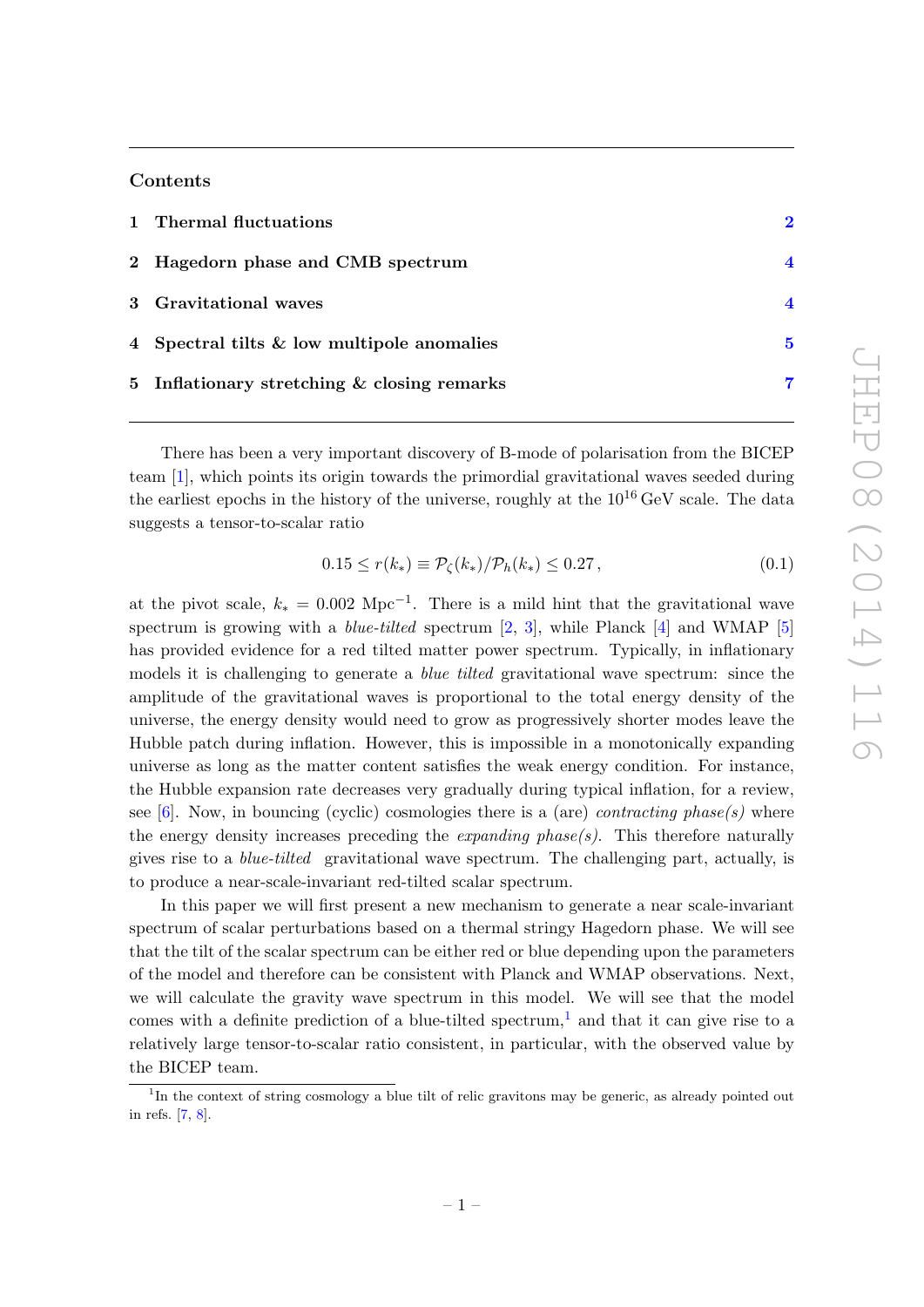## Contents

| | | |
|---|---|---|
| 1 | Thermal fluctuations | 2 |
| 2 | Hagedorn phase and CMB spectrum | 4 |
| 3 | Gravitational waves | 4 |
| 4 | Spectral tilts & low multipole anomalies | 5 |
| 5 | Inflationary stretching & closing remarks | 7 |

There has been a very important discovery of B-mode of polarisation from the BICEP team [1], which points its origin towards the primordial gravitational waves seeded during the earliest epochs in the history of the universe, roughly at the $10^{16}$ GeV scale. The data suggests a tensor-to-scalar ratio

$$0.15 \leq r(k_*) \equiv \mathcal{P}_\zeta(k_*)/\mathcal{P}_h(k_*) \leq 0.27\,, \tag{0.1}$$

at the pivot scale, $k_* = 0.002\ \mathrm{Mpc}^{-1}$. There is a mild hint that the gravitational wave spectrum is growing with a *blue-tilted* spectrum [2, 3], while Planck [4] and WMAP [5] has provided evidence for a red tilted matter power spectrum. Typically, in inflationary models it is challenging to generate a *blue tilted* gravitational wave spectrum: since the amplitude of the gravitational waves is proportional to the total energy density of the universe, the energy density would need to grow as progressively shorter modes leave the Hubble patch during inflation. However, this is impossible in a monotonically expanding universe as long as the matter content satisfies the weak energy condition. For instance, the Hubble expansion rate decreases very gradually during typical inflation, for a review, see [6]. Now, in bouncing (cyclic) cosmologies there is a (are) *contracting phase(s)* where the energy density increases preceding the *expanding phase(s)*. This therefore naturally gives rise to a *blue-tilted* gravitational wave spectrum. The challenging part, actually, is to produce a near-scale-invariant red-tilted scalar spectrum.

In this paper we will first present a new mechanism to generate a near scale-invariant spectrum of scalar perturbations based on a thermal stringy Hagedorn phase. We will see that the tilt of the scalar spectrum can be either red or blue depending upon the parameters of the model and therefore can be consistent with Planck and WMAP observations. Next, we will calculate the gravity wave spectrum in this model. We will see that the model comes with a definite prediction of a blue-tilted spectrum,[1] and that it can give rise to a relatively large tensor-to-scalar ratio consistent, in particular, with the observed value by the BICEP team.

[1] In the context of string cosmology a blue tilt of relic gravitons may be generic, as already pointed out in refs. [7, 8].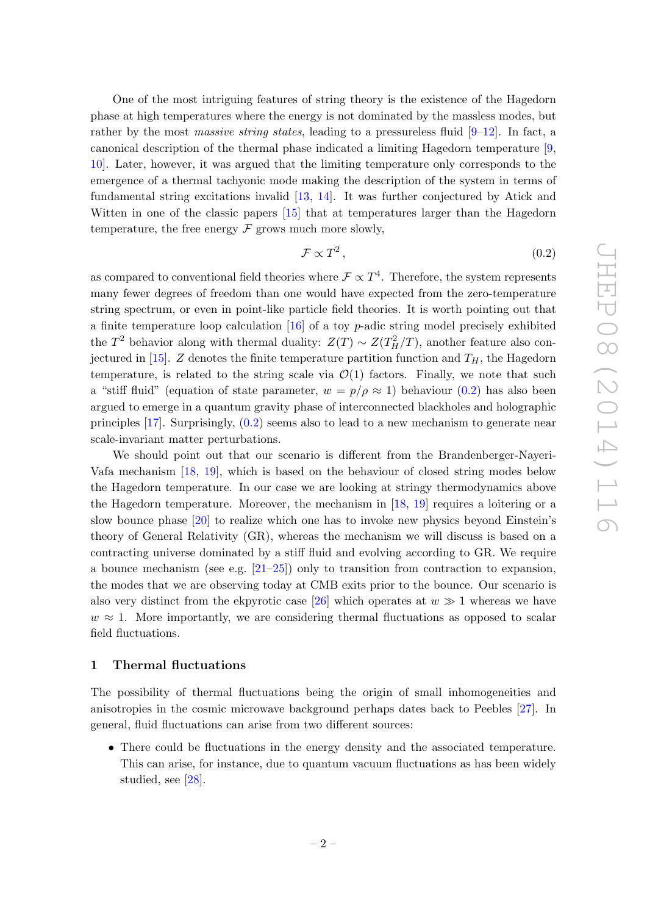One of the most intriguing features of string theory is the existence of the Hagedorn phase at high temperatures where the energy is not dominated by the massless modes, but rather by the most *massive string states*, leading to a pressureless fluid [9–12]. In fact, a canonical description of the thermal phase indicated a limiting Hagedorn temperature [9, 10]. Later, however, it was argued that the limiting temperature only corresponds to the emergence of a thermal tachyonic mode making the description of the system in terms of fundamental string excitations invalid [13, 14]. It was further conjectured by Atick and Witten in one of the classic papers [15] that at temperatures larger than the Hagedorn temperature, the free energy $\mathcal{F}$ grows much more slowly,

$$\mathcal{F} \propto T^2\,, \tag{0.2}$$

as compared to conventional field theories where $\mathcal{F} \propto T^4$. Therefore, the system represents many fewer degrees of freedom than one would have expected from the zero-temperature string spectrum, or even in point-like particle field theories. It is worth pointing out that a finite temperature loop calculation [16] of a toy $p$-adic string model precisely exhibited the $T^2$ behavior along with thermal duality: $Z(T) \sim Z(T_H^2/T)$, another feature also conjectured in [15]. $Z$ denotes the finite temperature partition function and $T_H$, the Hagedorn temperature, is related to the string scale via $\mathcal{O}(1)$ factors. Finally, we note that such a "stiff fluid" (equation of state parameter, $w = p/\rho \approx 1$) behaviour (0.2) has also been argued to emerge in a quantum gravity phase of interconnected blackholes and holographic principles [17]. Surprisingly, (0.2) seems also to lead to a new mechanism to generate near scale-invariant matter perturbations.

We should point out that our scenario is different from the Brandenberger-Nayeri-Vafa mechanism [18, 19], which is based on the behaviour of closed string modes below the Hagedorn temperature. In our case we are looking at stringy thermodynamics above the Hagedorn temperature. Moreover, the mechanism in [18, 19] requires a loitering or a slow bounce phase [20] to realize which one has to invoke new physics beyond Einstein's theory of General Relativity (GR), whereas the mechanism we will discuss is based on a contracting universe dominated by a stiff fluid and evolving according to GR. We require a bounce mechanism (see e.g. [21–25]) only to transition from contraction to expansion, the modes that we are observing today at CMB exits prior to the bounce. Our scenario is also very distinct from the ekpyrotic case [26] which operates at $w \gg 1$ whereas we have $w \approx 1$. More importantly, we are considering thermal fluctuations as opposed to scalar field fluctuations.

## 1 Thermal fluctuations

The possibility of thermal fluctuations being the origin of small inhomogeneities and anisotropies in the cosmic microwave background perhaps dates back to Peebles [27]. In general, fluid fluctuations can arise from two different sources:

- There could be fluctuations in the energy density and the associated temperature. This can arise, for instance, due to quantum vacuum fluctuations as has been widely studied, see [28].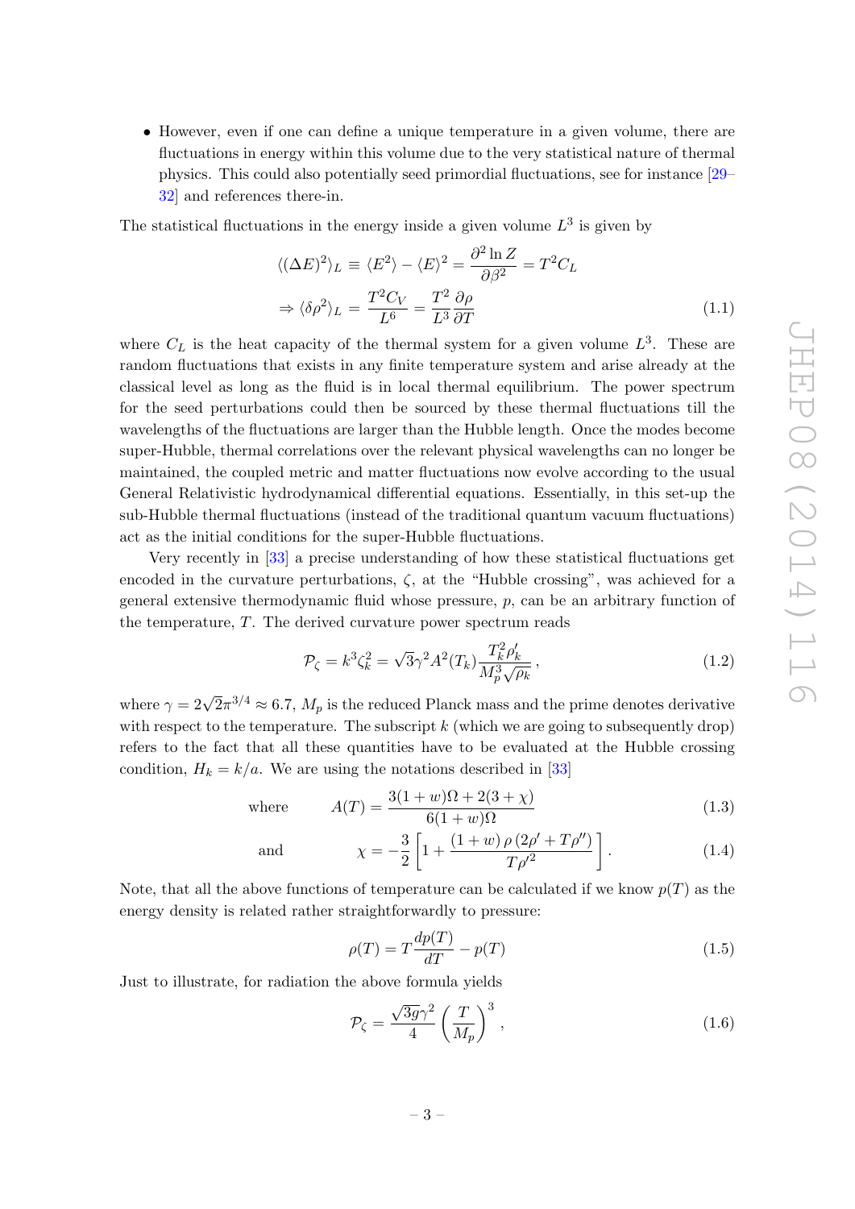- However, even if one can define a unique temperature in a given volume, there are fluctuations in energy within this volume due to the very statistical nature of thermal physics. This could also potentially seed primordial fluctuations, see for instance [29–32] and references there-in.

The statistical fluctuations in the energy inside a given volume $L^3$ is given by

$$
\begin{aligned}
\langle(\Delta E)^2\rangle_L &\equiv \langle E^2\rangle - \langle E\rangle^2 = \frac{\partial^2 \ln Z}{\partial \beta^2} = T^2 C_L \\
\Rightarrow \langle \delta\rho^2\rangle_L &= \frac{T^2 C_V}{L^6} = \frac{T^2}{L^3}\frac{\partial \rho}{\partial T}
\end{aligned}
\tag{1.1}
$$

where $C_L$ is the heat capacity of the thermal system for a given volume $L^3$. These are random fluctuations that exists in any finite temperature system and arise already at the classical level as long as the fluid is in local thermal equilibrium. The power spectrum for the seed perturbations could then be sourced by these thermal fluctuations till the wavelengths of the fluctuations are larger than the Hubble length. Once the modes become super-Hubble, thermal correlations over the relevant physical wavelengths can no longer be maintained, the coupled metric and matter fluctuations now evolve according to the usual General Relativistic hydrodynamical differential equations. Essentially, in this set-up the sub-Hubble thermal fluctuations (instead of the traditional quantum vacuum fluctuations) act as the initial conditions for the super-Hubble fluctuations.

Very recently in [33] a precise understanding of how these statistical fluctuations get encoded in the curvature perturbations, $\zeta$, at the "Hubble crossing", was achieved for a general extensive thermodynamic fluid whose pressure, $p$, can be an arbitrary function of the temperature, $T$. The derived curvature power spectrum reads

$$
\mathcal{P}_\zeta = k^3\zeta_k^2 = \sqrt{3}\gamma^2 A^2(T_k)\frac{T_k^2\rho_k'}{M_p^3\sqrt{\rho_k}}\,,
\tag{1.2}
$$

where $\gamma = 2\sqrt{2}\pi^{3/4} \approx 6.7$, $M_p$ is the reduced Planck mass and the prime denotes derivative with respect to the temperature. The subscript $k$ (which we are going to subsequently drop) refers to the fact that all these quantities have to be evaluated at the Hubble crossing condition, $H_k = k/a$. We are using the notations described in [33]

$$
\text{where} \qquad A(T) = \frac{3(1+w)\Omega + 2(3+\chi)}{6(1+w)\Omega}
\tag{1.3}
$$

$$
\text{and} \qquad \chi = -\frac{3}{2}\left[1 + \frac{(1+w)\,\rho\,(2\rho' + T\rho'')}{T\rho'^2}\right].
\tag{1.4}
$$

Note, that all the above functions of temperature can be calculated if we know $p(T)$ as the energy density is related rather straightforwardly to pressure:

$$
\rho(T) = T\frac{dp(T)}{dT} - p(T)
\tag{1.5}
$$

Just to illustrate, for radiation the above formula yields

$$
\mathcal{P}_\zeta = \frac{\sqrt{3g}\gamma^2}{4}\left(\frac{T}{M_p}\right)^3,
\tag{1.6}
$$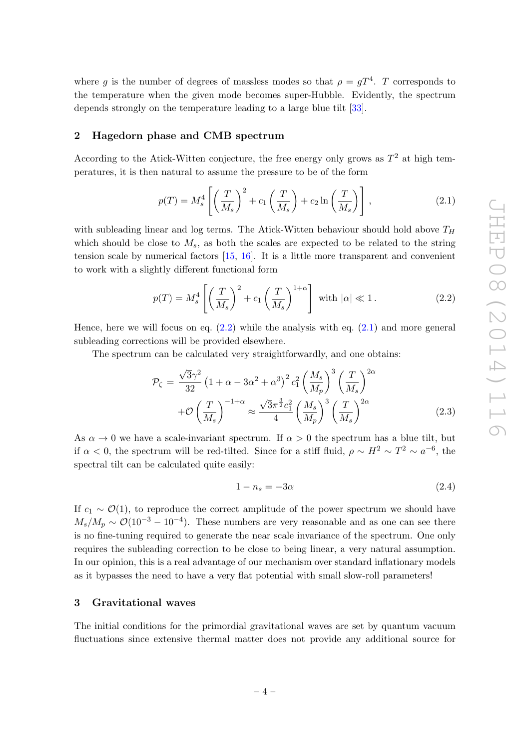where $g$ is the number of degrees of massless modes so that $\rho = gT^4$. $T$ corresponds to the temperature when the given mode becomes super-Hubble. Evidently, the spectrum depends strongly on the temperature leading to a large blue tilt [33].

## 2 Hagedorn phase and CMB spectrum

According to the Atick-Witten conjecture, the free energy only grows as $T^2$ at high temperatures, it is then natural to assume the pressure to be of the form

$$p(T) = M_s^4 \left[ \left(\frac{T}{M_s}\right)^2 + c_1 \left(\frac{T}{M_s}\right) + c_2 \ln\left(\frac{T}{M_s}\right) \right], \tag{2.1}$$

with subleading linear and log terms. The Atick-Witten behaviour should hold above $T_H$ which should be close to $M_s$, as both the scales are expected to be related to the string tension scale by numerical factors [15, 16]. It is a little more transparent and convenient to work with a slightly different functional form

$$p(T) = M_s^4 \left[ \left(\frac{T}{M_s}\right)^2 + c_1 \left(\frac{T}{M_s}\right)^{1+\alpha} \right] \text{ with } |\alpha| \ll 1\,. \tag{2.2}$$

Hence, here we will focus on eq. (2.2) while the analysis with eq. (2.1) and more general subleading corrections will be provided elsewhere.

The spectrum can be calculated very straightforwardly, and one obtains:

$$\begin{aligned}\mathcal{P}_\zeta &= \frac{\sqrt{3}\gamma^2}{32}\left(1+\alpha-3\alpha^2+\alpha^3\right)^2 c_1^2 \left(\frac{M_s}{M_p}\right)^3 \left(\frac{T}{M_s}\right)^{2\alpha} \\ &\quad + \mathcal{O}\left(\frac{T}{M_s}\right)^{-1+\alpha} \approx \frac{\sqrt{3}\pi^{\frac{3}{2}}c_1^2}{4}\left(\frac{M_s}{M_p}\right)^3 \left(\frac{T}{M_s}\right)^{2\alpha}\end{aligned} \tag{2.3}$$

As $\alpha \to 0$ we have a scale-invariant spectrum. If $\alpha > 0$ the spectrum has a blue tilt, but if $\alpha < 0$, the spectrum will be red-tilted. Since for a stiff fluid, $\rho \sim H^2 \sim T^2 \sim a^{-6}$, the spectral tilt can be calculated quite easily:

$$1 - n_s = -3\alpha \tag{2.4}$$

If $c_1 \sim \mathcal{O}(1)$, to reproduce the correct amplitude of the power spectrum we should have $M_s/M_p \sim \mathcal{O}(10^{-3} - 10^{-4})$. These numbers are very reasonable and as one can see there is no fine-tuning required to generate the near scale invariance of the spectrum. One only requires the subleading correction to be close to being linear, a very natural assumption. In our opinion, this is a real advantage of our mechanism over standard inflationary models as it bypasses the need to have a very flat potential with small slow-roll parameters!

## 3 Gravitational waves

The initial conditions for the primordial gravitational waves are set by quantum vacuum fluctuations since extensive thermal matter does not provide any additional source for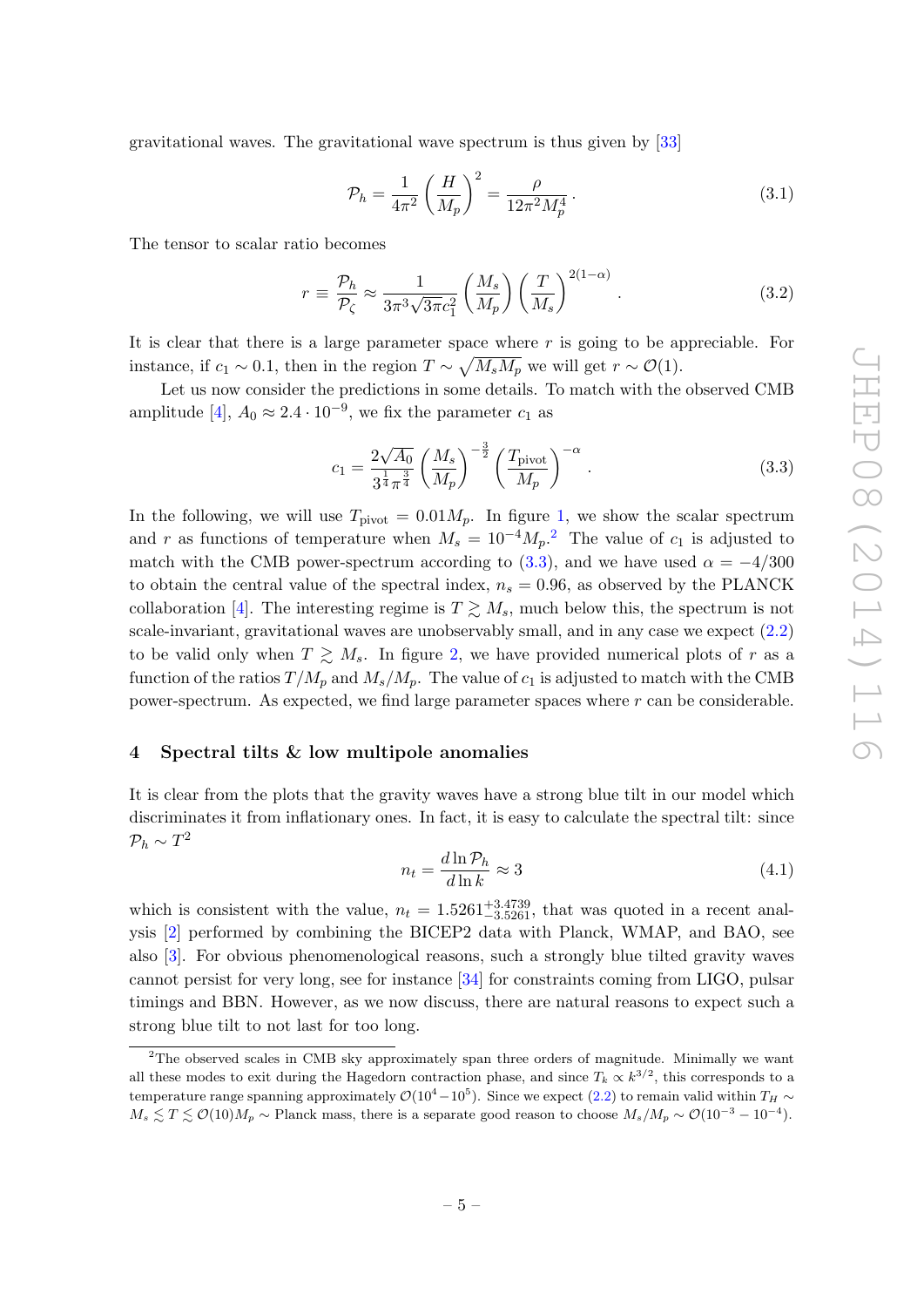gravitational waves. The gravitational wave spectrum is thus given by [33]

$$\mathcal{P}_h = \frac{1}{4\pi^2}\left(\frac{H}{M_p}\right)^2 = \frac{\rho}{12\pi^2 M_p^4}\,. \tag{3.1}$$

The tensor to scalar ratio becomes

$$r \equiv \frac{\mathcal{P}_h}{\mathcal{P}_\zeta} \approx \frac{1}{3\pi^3\sqrt{3\pi}c_1^2}\left(\frac{M_s}{M_p}\right)\left(\frac{T}{M_s}\right)^{2(1-\alpha)}\,. \tag{3.2}$$

It is clear that there is a large parameter space where $r$ is going to be appreciable. For instance, if $c_1 \sim 0.1$, then in the region $T \sim \sqrt{M_s M_p}$ we will get $r \sim \mathcal{O}(1)$.

Let us now consider the predictions in some details. To match with the observed CMB amplitude [4], $A_0 \approx 2.4 \cdot 10^{-9}$, we fix the parameter $c_1$ as

$$c_1 = \frac{2\sqrt{A_0}}{3^{\frac{1}{4}}\pi^{\frac{3}{4}}}\left(\frac{M_s}{M_p}\right)^{-\frac{3}{2}}\left(\frac{T_{\text{pivot}}}{M_p}\right)^{-\alpha}\,. \tag{3.3}$$

In the following, we will use $T_{\text{pivot}} = 0.01 M_p$. In figure 1, we show the scalar spectrum and $r$ as functions of temperature when $M_s = 10^{-4} M_p$.[2] The value of $c_1$ is adjusted to match with the CMB power-spectrum according to (3.3), and we have used $\alpha = -4/300$ to obtain the central value of the spectral index, $n_s = 0.96$, as observed by the PLANCK collaboration [4]. The interesting regime is $T \gtrsim M_s$, much below this, the spectrum is not scale-invariant, gravitational waves are unobservably small, and in any case we expect (2.2) to be valid only when $T \gtrsim M_s$. In figure 2, we have provided numerical plots of $r$ as a function of the ratios $T/M_p$ and $M_s/M_p$. The value of $c_1$ is adjusted to match with the CMB power-spectrum. As expected, we find large parameter spaces where $r$ can be considerable.

## 4 Spectral tilts & low multipole anomalies

It is clear from the plots that the gravity waves have a strong blue tilt in our model which discriminates it from inflationary ones. In fact, it is easy to calculate the spectral tilt: since $\mathcal{P}_h \sim T^2$

$$n_t = \frac{d\ln \mathcal{P}_h}{d\ln k} \approx 3 \tag{4.1}$$

which is consistent with the value, $n_t = 1.5261^{+3.4739}_{-3.5261}$, that was quoted in a recent analysis [2] performed by combining the BICEP2 data with Planck, WMAP, and BAO, see also [3]. For obvious phenomenological reasons, such a strongly blue tilted gravity waves cannot persist for very long, see for instance [34] for constraints coming from LIGO, pulsar timings and BBN. However, as we now discuss, there are natural reasons to expect such a strong blue tilt to not last for too long.

[2] The observed scales in CMB sky approximately span three orders of magnitude. Minimally we want all these modes to exit during the Hagedorn contraction phase, and since $T_k \propto k^{3/2}$, this corresponds to a temperature range spanning approximately $\mathcal{O}(10^4 - 10^5)$. Since we expect (2.2) to remain valid within $T_H \sim M_s \lesssim T \lesssim \mathcal{O}(10) M_p \sim$ Planck mass, there is a separate good reason to choose $M_s/M_p \sim \mathcal{O}(10^{-3} - 10^{-4})$.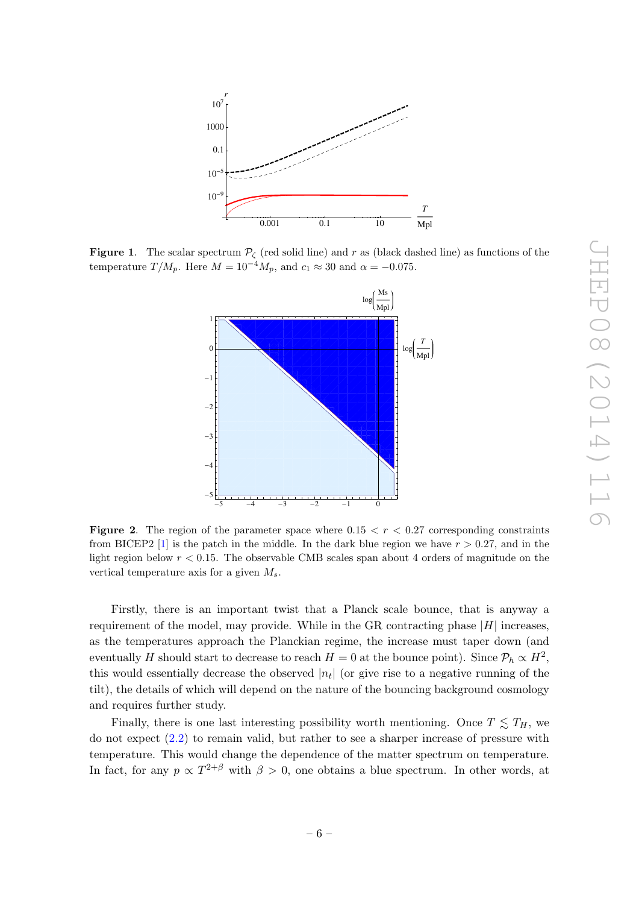**Figure 1**. The scalar spectrum $\mathcal{P}_\zeta$ (red solid line) and $r$ as (black dashed line) as functions of the temperature $T/M_p$. Here $M = 10^{-4} M_p$, and $c_1 \approx 30$ and $\alpha = -0.075$.

**Figure 2**. The region of the parameter space where $0.15 < r < 0.27$ corresponding constraints from BICEP2 [1] is the patch in the middle. In the dark blue region we have $r > 0.27$, and in the light region below $r < 0.15$. The observable CMB scales span about 4 orders of magnitude on the vertical temperature axis for a given $M_s$.

Firstly, there is an important twist that a Planck scale bounce, that is anyway a requirement of the model, may provide. While in the GR contracting phase $|H|$ increases, as the temperatures approach the Planckian regime, the increase must taper down (and eventually $H$ should start to decrease to reach $H = 0$ at the bounce point). Since $\mathcal{P}_h \propto H^2$, this would essentially decrease the observed $|n_t|$ (or give rise to a negative running of the tilt), the details of which will depend on the nature of the bouncing background cosmology and requires further study.

Finally, there is one last interesting possibility worth mentioning. Once $T \lesssim T_H$, we do not expect (2.2) to remain valid, but rather to see a sharper increase of pressure with temperature. This would change the dependence of the matter spectrum on temperature. In fact, for any $p \propto T^{2+\beta}$ with $\beta > 0$, one obtains a blue spectrum. In other words, at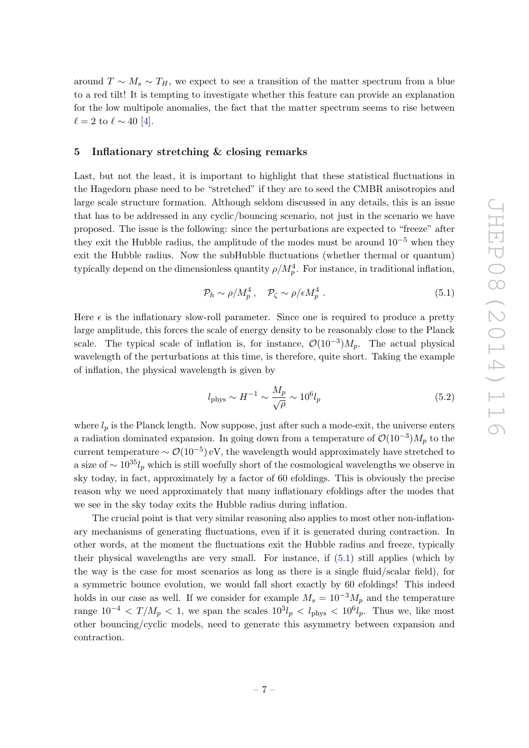around $T \sim M_s \sim T_H$, we expect to see a transition of the matter spectrum from a blue to a red tilt! It is tempting to investigate whether this feature can provide an explanation for the low multipole anomalies, the fact that the matter spectrum seems to rise between $\ell = 2$ to $\ell \sim 40$ [4].

## 5 Inflationary stretching & closing remarks

Last, but not the least, it is important to highlight that these statistical fluctuations in the Hagedorn phase need to be "stretched" if they are to seed the CMBR anisotropies and large scale structure formation. Although seldom discussed in any details, this is an issue that has to be addressed in any cyclic/bouncing scenario, not just in the scenario we have proposed. The issue is the following: since the perturbations are expected to "freeze" after they exit the Hubble radius, the amplitude of the modes must be around $10^{-5}$ when they exit the Hubble radius. Now the subHubble fluctuations (whether thermal or quantum) typically depend on the dimensionless quantity $\rho/M_p^4$. For instance, in traditional inflation,

$$\mathcal{P}_h \sim \rho/M_p^4\,, \quad \mathcal{P}_\zeta \sim \rho/\epsilon M_p^4\,. \tag{5.1}$$

Here $\epsilon$ is the inflationary slow-roll parameter. Since one is required to produce a pretty large amplitude, this forces the scale of energy density to be reasonably close to the Planck scale. The typical scale of inflation is, for instance, $\mathcal{O}(10^{-3})M_p$. The actual physical wavelength of the perturbations at this time, is therefore, quite short. Taking the example of inflation, the physical wavelength is given by

$$l_{\rm phys} \sim H^{-1} \sim \frac{M_p}{\sqrt{\rho}} \sim 10^6 l_p \tag{5.2}$$

where $l_p$ is the Planck length. Now suppose, just after such a mode-exit, the universe enters a radiation dominated expansion. In going down from a temperature of $\mathcal{O}(10^{-3})M_p$ to the current temperature $\sim \mathcal{O}(10^{-5})\,\text{eV}$, the wavelength would approximately have stretched to a size of $\sim 10^{35} l_p$ which is still woefully short of the cosmological wavelengths we observe in sky today, in fact, approximately by a factor of 60 efoldings. This is obviously the precise reason why we need approximately that many inflationary efoldings after the modes that we see in the sky today exits the Hubble radius during inflation.

The crucial point is that very similar reasoning also applies to most other non-inflationary mechanisms of generating fluctuations, even if it is generated during contraction. In other words, at the moment the fluctuations exit the Hubble radius and freeze, typically their physical wavelengths are very small. For instance, if (5.1) still applies (which by the way is the case for most scenarios as long as there is a single fluid/scalar field), for a symmetric bounce evolution, we would fall short exactly by 60 efoldings! This indeed holds in our case as well. If we consider for example $M_s = 10^{-3}M_p$ and the temperature range $10^{-4} < T/M_p < 1$, we span the scales $10^3 l_p < l_{\rm phys} < 10^6 l_p$. Thus we, like most other bouncing/cyclic models, need to generate this asymmetry between expansion and contraction.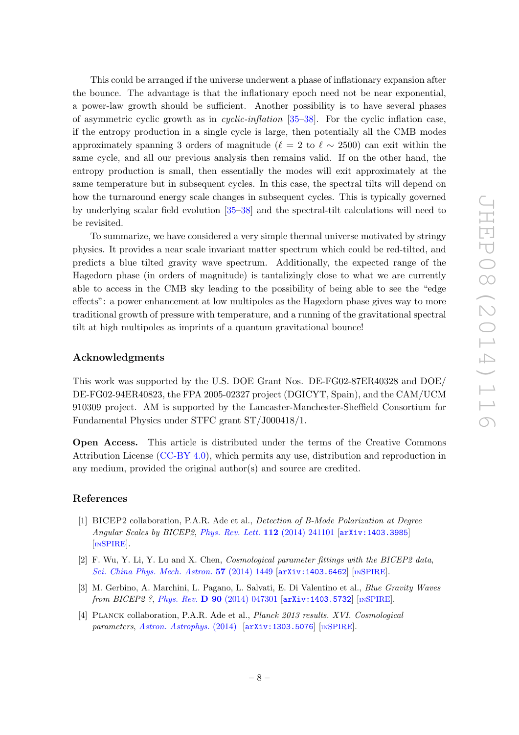This could be arranged if the universe underwent a phase of inflationary expansion after the bounce. The advantage is that the inflationary epoch need not be near exponential, a power-law growth should be sufficient. Another possibility is to have several phases of asymmetric cyclic growth as in *cyclic-inflation* [35–38]. For the cyclic inflation case, if the entropy production in a single cycle is large, then potentially all the CMB modes approximately spanning 3 orders of magnitude ($\ell = 2$ to $\ell \sim 2500$) can exit within the same cycle, and all our previous analysis then remains valid. If on the other hand, the entropy production is small, then essentially the modes will exit approximately at the same temperature but in subsequent cycles. In this case, the spectral tilts will depend on how the turnaround energy scale changes in subsequent cycles. This is typically governed by underlying scalar field evolution [35–38] and the spectral-tilt calculations will need to be revisited.

To summarize, we have considered a very simple thermal universe motivated by stringy physics. It provides a near scale invariant matter spectrum which could be red-tilted, and predicts a blue tilted gravity wave spectrum. Additionally, the expected range of the Hagedorn phase (in orders of magnitude) is tantalizingly close to what we are currently able to access in the CMB sky leading to the possibility of being able to see the "edge effects": a power enhancement at low multipoles as the Hagedorn phase gives way to more traditional growth of pressure with temperature, and a running of the gravitational spectral tilt at high multipoles as imprints of a quantum gravitational bounce!

## Acknowledgments

This work was supported by the U.S. DOE Grant Nos. DE-FG02-87ER40328 and DOE/DE-FG02-94ER40823, the FPA 2005-02327 project (DGICYT, Spain), and the CAM/UCM 910309 project. AM is supported by the Lancaster-Manchester-Sheffield Consortium for Fundamental Physics under STFC grant ST/J000418/1.

**Open Access.** This article is distributed under the terms of the Creative Commons Attribution License (CC-BY 4.0), which permits any use, distribution and reproduction in any medium, provided the original author(s) and source are credited.

## References

[1] BICEP2 collaboration, P.A.R. Ade et al., *Detection of B-Mode Polarization at Degree Angular Scales by BICEP2*, Phys. Rev. Lett. **112** (2014) 241101 [arXiv:1403.3985] [INSPIRE].

[2] F. Wu, Y. Li, Y. Lu and X. Chen, *Cosmological parameter fittings with the BICEP2 data*, Sci. China Phys. Mech. Astron. **57** (2014) 1449 [arXiv:1403.6462] [INSPIRE].

[3] M. Gerbino, A. Marchini, L. Pagano, L. Salvati, E. Di Valentino et al., *Blue Gravity Waves from BICEP2 ?*, Phys. Rev. **D 90** (2014) 047301 [arXiv:1403.5732] [INSPIRE].

[4] Planck collaboration, P.A.R. Ade et al., *Planck 2013 results. XVI. Cosmological parameters*, Astron. Astrophys. (2014) [arXiv:1303.5076] [INSPIRE].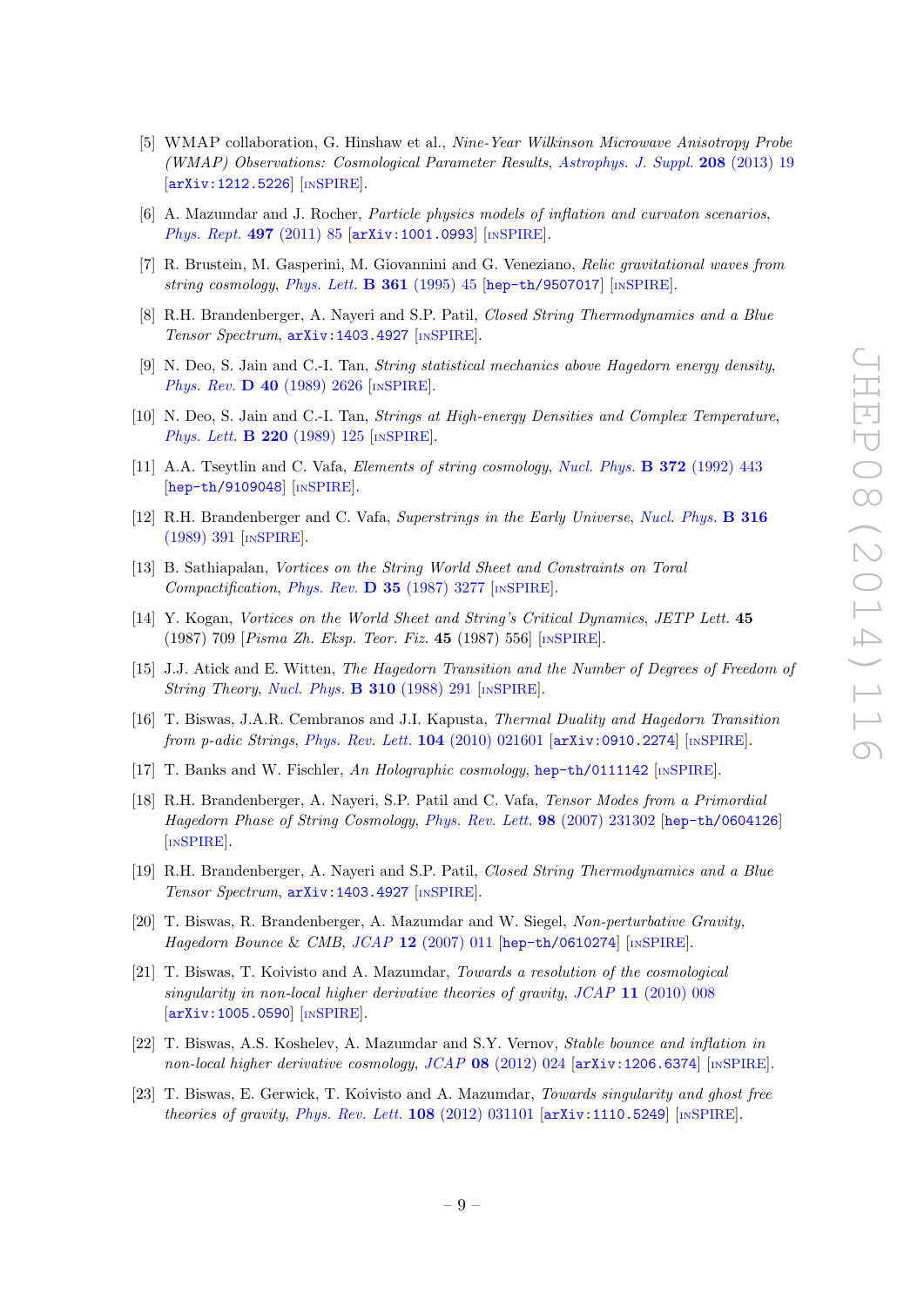[5] WMAP collaboration, G. Hinshaw et al., *Nine-Year Wilkinson Microwave Anisotropy Probe (WMAP) Observations: Cosmological Parameter Results*, *Astrophys. J. Suppl.* **208** (2013) 19 [arXiv:1212.5226] [INSPIRE].

[6] A. Mazumdar and J. Rocher, *Particle physics models of inflation and curvaton scenarios*, *Phys. Rept.* **497** (2011) 85 [arXiv:1001.0993] [INSPIRE].

[7] R. Brustein, M. Gasperini, M. Giovannini and G. Veneziano, *Relic gravitational waves from string cosmology*, *Phys. Lett.* **B 361** (1995) 45 [hep-th/9507017] [INSPIRE].

[8] R.H. Brandenberger, A. Nayeri and S.P. Patil, *Closed String Thermodynamics and a Blue Tensor Spectrum*, arXiv:1403.4927 [INSPIRE].

[9] N. Deo, S. Jain and C.-I. Tan, *String statistical mechanics above Hagedorn energy density*, *Phys. Rev.* **D 40** (1989) 2626 [INSPIRE].

[10] N. Deo, S. Jain and C.-I. Tan, *Strings at High-energy Densities and Complex Temperature*, *Phys. Lett.* **B 220** (1989) 125 [INSPIRE].

[11] A.A. Tseytlin and C. Vafa, *Elements of string cosmology*, *Nucl. Phys.* **B 372** (1992) 443 [hep-th/9109048] [INSPIRE].

[12] R.H. Brandenberger and C. Vafa, *Superstrings in the Early Universe*, *Nucl. Phys.* **B 316** (1989) 391 [INSPIRE].

[13] B. Sathiapalan, *Vortices on the String World Sheet and Constraints on Toral Compactification*, *Phys. Rev.* **D 35** (1987) 3277 [INSPIRE].

[14] Y. Kogan, *Vortices on the World Sheet and String's Critical Dynamics*, *JETP Lett.* **45** (1987) 709 [*Pisma Zh. Eksp. Teor. Fiz.* **45** (1987) 556] [INSPIRE].

[15] J.J. Atick and E. Witten, *The Hagedorn Transition and the Number of Degrees of Freedom of String Theory*, *Nucl. Phys.* **B 310** (1988) 291 [INSPIRE].

[16] T. Biswas, J.A.R. Cembranos and J.I. Kapusta, *Thermal Duality and Hagedorn Transition from p-adic Strings*, *Phys. Rev. Lett.* **104** (2010) 021601 [arXiv:0910.2274] [INSPIRE].

[17] T. Banks and W. Fischler, *An Holographic cosmology*, hep-th/0111142 [INSPIRE].

[18] R.H. Brandenberger, A. Nayeri, S.P. Patil and C. Vafa, *Tensor Modes from a Primordial Hagedorn Phase of String Cosmology*, *Phys. Rev. Lett.* **98** (2007) 231302 [hep-th/0604126] [INSPIRE].

[19] R.H. Brandenberger, A. Nayeri and S.P. Patil, *Closed String Thermodynamics and a Blue Tensor Spectrum*, arXiv:1403.4927 [INSPIRE].

[20] T. Biswas, R. Brandenberger, A. Mazumdar and W. Siegel, *Non-perturbative Gravity, Hagedorn Bounce & CMB*, *JCAP* **12** (2007) 011 [hep-th/0610274] [INSPIRE].

[21] T. Biswas, T. Koivisto and A. Mazumdar, *Towards a resolution of the cosmological singularity in non-local higher derivative theories of gravity*, *JCAP* **11** (2010) 008 [arXiv:1005.0590] [INSPIRE].

[22] T. Biswas, A.S. Koshelev, A. Mazumdar and S.Y. Vernov, *Stable bounce and inflation in non-local higher derivative cosmology*, *JCAP* **08** (2012) 024 [arXiv:1206.6374] [INSPIRE].

[23] T. Biswas, E. Gerwick, T. Koivisto and A. Mazumdar, *Towards singularity and ghost free theories of gravity*, *Phys. Rev. Lett.* **108** (2012) 031101 [arXiv:1110.5249] [INSPIRE].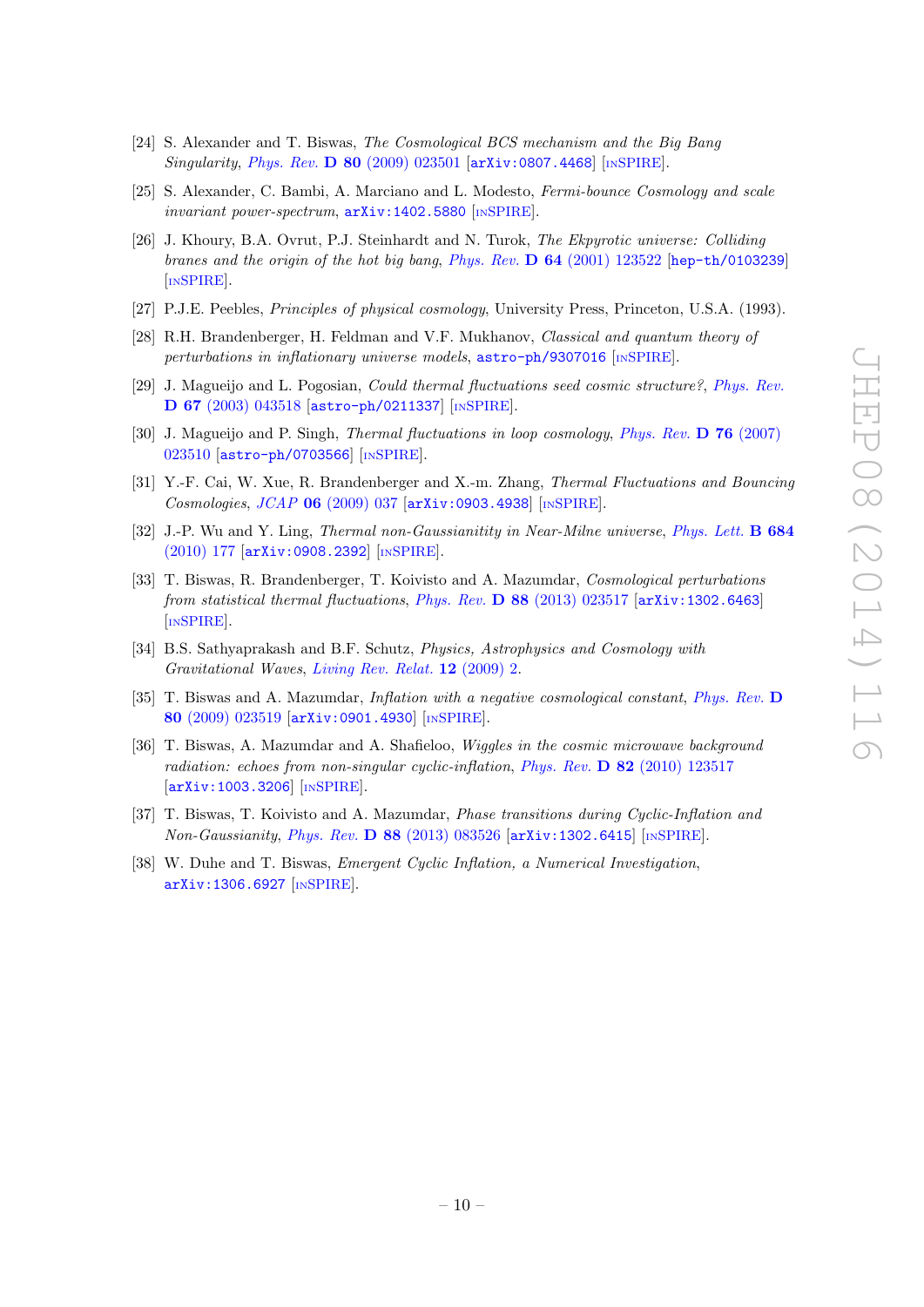[24] S. Alexander and T. Biswas, *The Cosmological BCS mechanism and the Big Bang Singularity*, *Phys. Rev.* **D 80** (2009) 023501 [arXiv:0807.4468] [INSPIRE].

[25] S. Alexander, C. Bambi, A. Marciano and L. Modesto, *Fermi-bounce Cosmology and scale invariant power-spectrum*, arXiv:1402.5880 [INSPIRE].

[26] J. Khoury, B.A. Ovrut, P.J. Steinhardt and N. Turok, *The Ekpyrotic universe: Colliding branes and the origin of the hot big bang*, *Phys. Rev.* **D 64** (2001) 123522 [hep-th/0103239] [INSPIRE].

[27] P.J.E. Peebles, *Principles of physical cosmology*, University Press, Princeton, U.S.A. (1993).

[28] R.H. Brandenberger, H. Feldman and V.F. Mukhanov, *Classical and quantum theory of perturbations in inflationary universe models*, astro-ph/9307016 [INSPIRE].

[29] J. Magueijo and L. Pogosian, *Could thermal fluctuations seed cosmic structure?*, *Phys. Rev.* **D 67** (2003) 043518 [astro-ph/0211337] [INSPIRE].

[30] J. Magueijo and P. Singh, *Thermal fluctuations in loop cosmology*, *Phys. Rev.* **D 76** (2007) 023510 [astro-ph/0703566] [INSPIRE].

[31] Y.-F. Cai, W. Xue, R. Brandenberger and X.-m. Zhang, *Thermal Fluctuations and Bouncing Cosmologies*, *JCAP* **06** (2009) 037 [arXiv:0903.4938] [INSPIRE].

[32] J.-P. Wu and Y. Ling, *Thermal non-Gaussianitity in Near-Milne universe*, *Phys. Lett.* **B 684** (2010) 177 [arXiv:0908.2392] [INSPIRE].

[33] T. Biswas, R. Brandenberger, T. Koivisto and A. Mazumdar, *Cosmological perturbations from statistical thermal fluctuations*, *Phys. Rev.* **D 88** (2013) 023517 [arXiv:1302.6463] [INSPIRE].

[34] B.S. Sathyaprakash and B.F. Schutz, *Physics, Astrophysics and Cosmology with Gravitational Waves*, *Living Rev. Relat.* **12** (2009) 2.

[35] T. Biswas and A. Mazumdar, *Inflation with a negative cosmological constant*, *Phys. Rev.* **D 80** (2009) 023519 [arXiv:0901.4930] [INSPIRE].

[36] T. Biswas, A. Mazumdar and A. Shafieloo, *Wiggles in the cosmic microwave background radiation: echoes from non-singular cyclic-inflation*, *Phys. Rev.* **D 82** (2010) 123517 [arXiv:1003.3206] [INSPIRE].

[37] T. Biswas, T. Koivisto and A. Mazumdar, *Phase transitions during Cyclic-Inflation and Non-Gaussianity*, *Phys. Rev.* **D 88** (2013) 083526 [arXiv:1302.6415] [INSPIRE].

[38] W. Duhe and T. Biswas, *Emergent Cyclic Inflation, a Numerical Investigation*, arXiv:1306.6927 [INSPIRE].